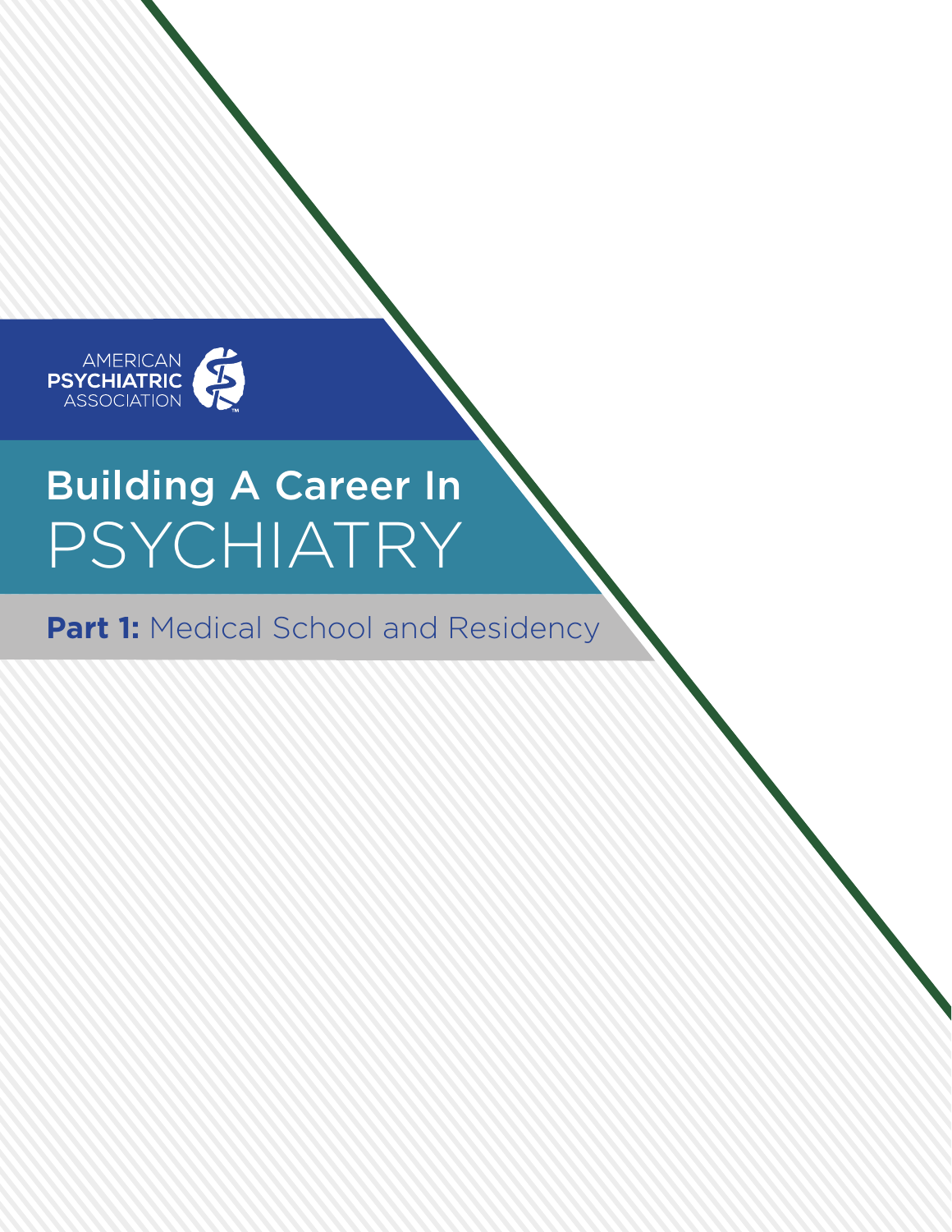AMERICAN PSYCHIATRIC ASSOCIATION

# Building A Career In PSYCHIATRY

**Part 1:** Medical School and Residency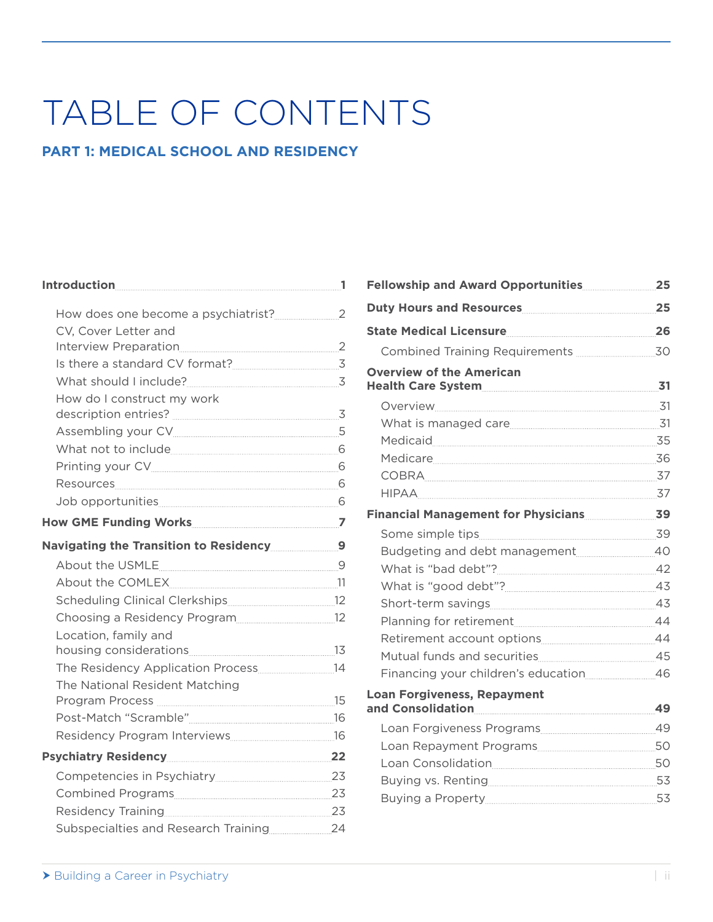# TABLE OF CONTENTS

## PART 1: MEDICAL SCHOOL AND RESIDENCY

**Introduction** ........ **1**

- How does one become a psychiatrist? ........ 2
- CV, Cover Letter and Interview Preparation ........ 2
- Is there a standard CV format? ........ 3
- What should I include? ........ 3
- How do I construct my work description entries? ........ 3
- Assembling your CV ........ 5
- What not to include ........ 6
- Printing your CV ........ 6
- Resources ........ 6
- Job opportunities ........ 6

**How GME Funding Works** ........ **7**

**Navigating the Transition to Residency** ........ **9**

- About the USMLE ........ 9
- About the COMLEX ........ 11
- Scheduling Clinical Clerkships ........ 12
- Choosing a Residency Program ........ 12
- Location, family and housing considerations ........ 13
- The Residency Application Process ........ 14
- The National Resident Matching Program Process ........ 15
- Post-Match "Scramble" ........ 16
- Residency Program Interviews ........ 16

**Psychiatry Residency** ........ **22**

- Competencies in Psychiatry ........ 23
- Combined Programs ........ 23
- Residency Training ........ 23
- Subspecialties and Research Training ........ 24

**Fellowship and Award Opportunities** ........ **25**

**Duty Hours and Resources** ........ **25**

**State Medical Licensure** ........ **26**

- Combined Training Requirements ........ 30

**Overview of the American Health Care System** ........ **31**

- Overview ........ 31
- What is managed care ........ 31
- Medicaid ........ 35
- Medicare ........ 36
- COBRA ........ 37
- HIPAA ........ 37

**Financial Management for Physicians** ........ **39**

- Some simple tips ........ 39
- Budgeting and debt management ........ 40
- What is "bad debt"? ........ 42
- What is "good debt"? ........ 43
- Short-term savings ........ 43
- Planning for retirement ........ 44
- Retirement account options ........ 44
- Mutual funds and securities ........ 45
- Financing your children's education ........ 46

**Loan Forgiveness, Repayment and Consolidation** ........ **49**

- Loan Forgiveness Programs ........ 49
- Loan Repayment Programs ........ 50
- Loan Consolidation ........ 50
- Buying vs. Renting ........ 53
- Buying a Property ........ 53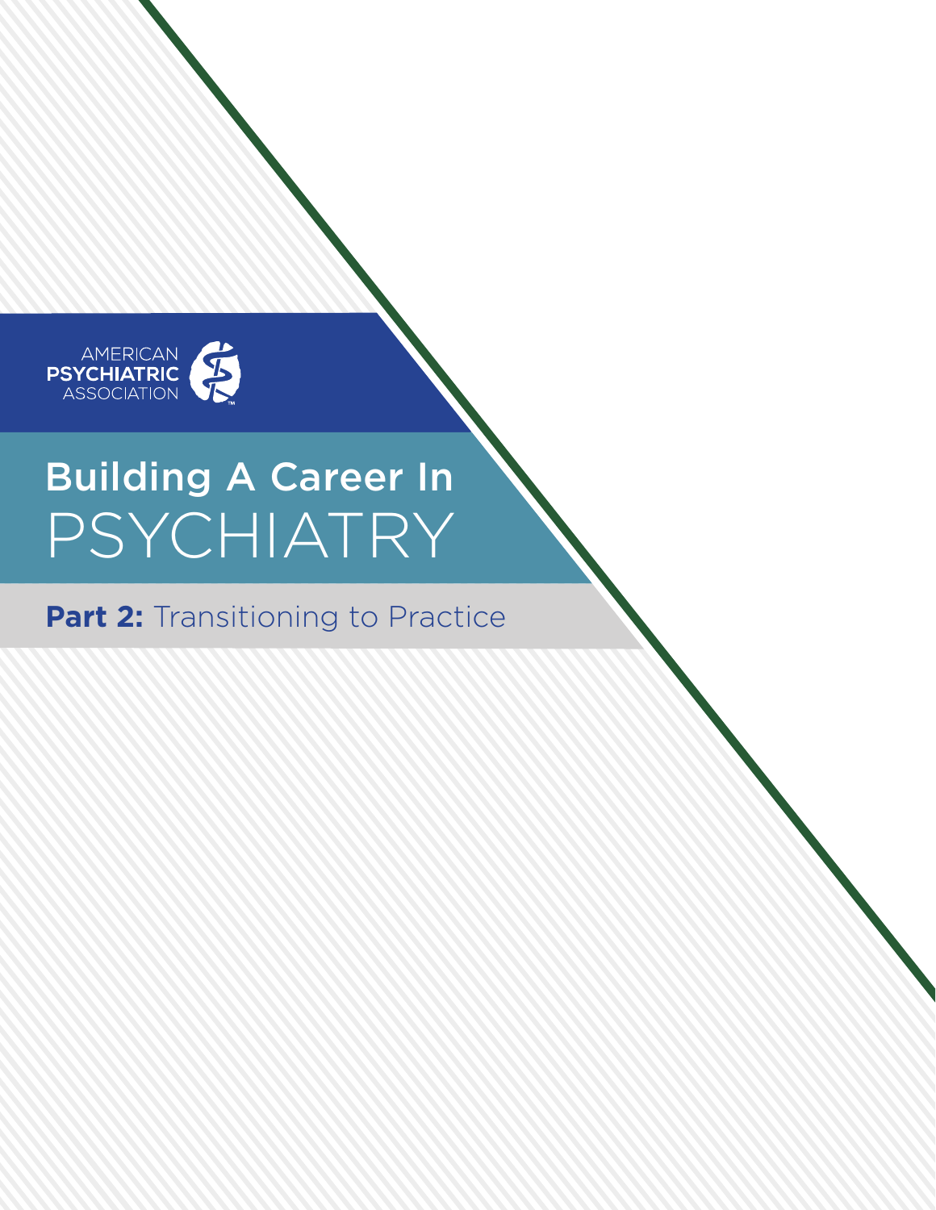AMERICAN PSYCHIATRIC ASSOCIATION

# Building A Career In PSYCHIATRY

## **Part 2:** Transitioning to Practice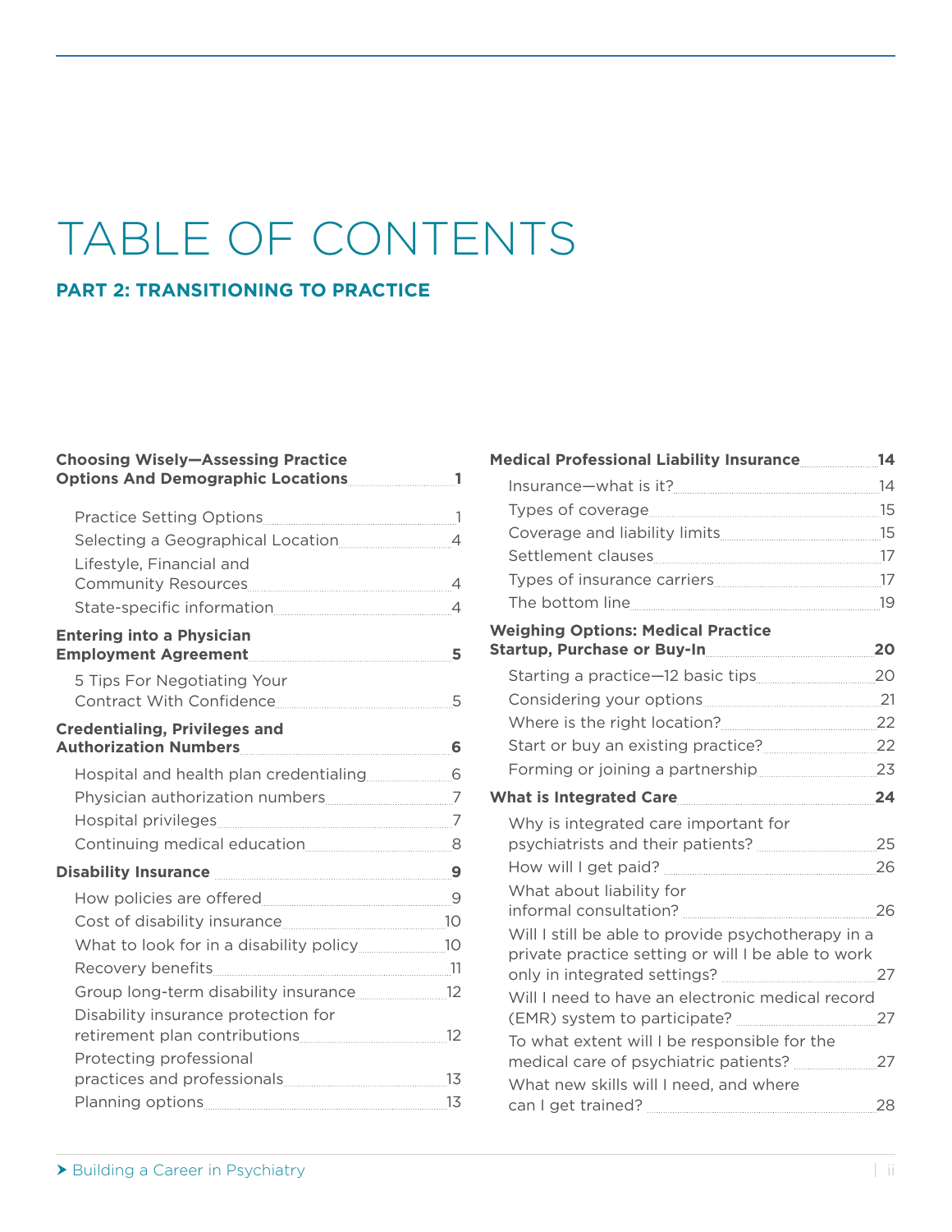# TABLE OF CONTENTS

## PART 2: TRANSITIONING TO PRACTICE

**Choosing Wisely—Assessing Practice Options And Demographic Locations** .......... 1

- Practice Setting Options .......... 1
- Selecting a Geographical Location .......... 4
- Lifestyle, Financial and Community Resources .......... 4
- State-specific information .......... 4

**Entering into a Physician Employment Agreement** .......... 5

- 5 Tips For Negotiating Your Contract With Confidence .......... 5

**Credentialing, Privileges and Authorization Numbers** .......... 6

- Hospital and health plan credentialing .......... 6
- Physician authorization numbers .......... 7
- Hospital privileges .......... 7
- Continuing medical education .......... 8

**Disability Insurance** .......... 9

- How policies are offered .......... 9
- Cost of disability insurance .......... 10
- What to look for in a disability policy .......... 10
- Recovery benefits .......... 11
- Group long-term disability insurance .......... 12
- Disability insurance protection for retirement plan contributions .......... 12
- Protecting professional practices and professionals .......... 13
- Planning options .......... 13

**Medical Professional Liability Insurance** .......... 14

- Insurance—what is it? .......... 14
- Types of coverage .......... 15
- Coverage and liability limits .......... 15
- Settlement clauses .......... 17
- Types of insurance carriers .......... 17
- The bottom line .......... 19

**Weighing Options: Medical Practice Startup, Purchase or Buy-In** .......... 20

- Starting a practice—12 basic tips .......... 20
- Considering your options .......... 21
- Where is the right location? .......... 22
- Start or buy an existing practice? .......... 22
- Forming or joining a partnership .......... 23

**What is Integrated Care** .......... 24

- Why is integrated care important for psychiatrists and their patients? .......... 25
- How will I get paid? .......... 26
- What about liability for informal consultation? .......... 26
- Will I still be able to provide psychotherapy in a private practice setting or will I be able to work only in integrated settings? .......... 27
- Will I need to have an electronic medical record (EMR) system to participate? .......... 27
- To what extent will I be responsible for the medical care of psychiatric patients? .......... 27
- What new skills will I need, and where can I get trained? .......... 28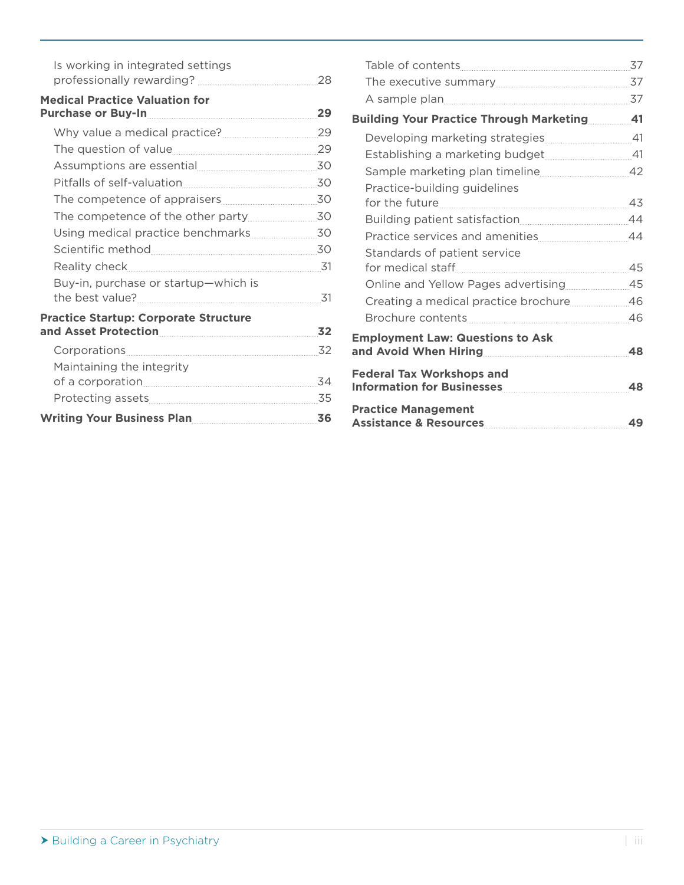Is working in integrated settings professionally rewarding? ... 28

**Medical Practice Valuation for Purchase or Buy-In ... 29**

Why value a medical practice? ... 29
The question of value ... 29
Assumptions are essential ... 30
Pitfalls of self-valuation ... 30
The competence of appraisers ... 30
The competence of the other party ... 30
Using medical practice benchmarks ... 30
Scientific method ... 30
Reality check ... 31
Buy-in, purchase or startup—which is the best value? ... 31

**Practice Startup: Corporate Structure and Asset Protection ... 32**

Corporations ... 32
Maintaining the integrity of a corporation ... 34
Protecting assets ... 35

**Writing Your Business Plan ... 36**

Table of contents ... 37
The executive summary ... 37
A sample plan ... 37

**Building Your Practice Through Marketing ... 41**

Developing marketing strategies ... 41
Establishing a marketing budget ... 41
Sample marketing plan timeline ... 42
Practice-building guidelines for the future ... 43
Building patient satisfaction ... 44
Practice services and amenities ... 44
Standards of patient service for medical staff ... 45
Online and Yellow Pages advertising ... 45
Creating a medical practice brochure ... 46
Brochure contents ... 46

**Employment Law: Questions to Ask and Avoid When Hiring ... 48**

**Federal Tax Workshops and Information for Businesses ... 48**

**Practice Management Assistance & Resources ... 49**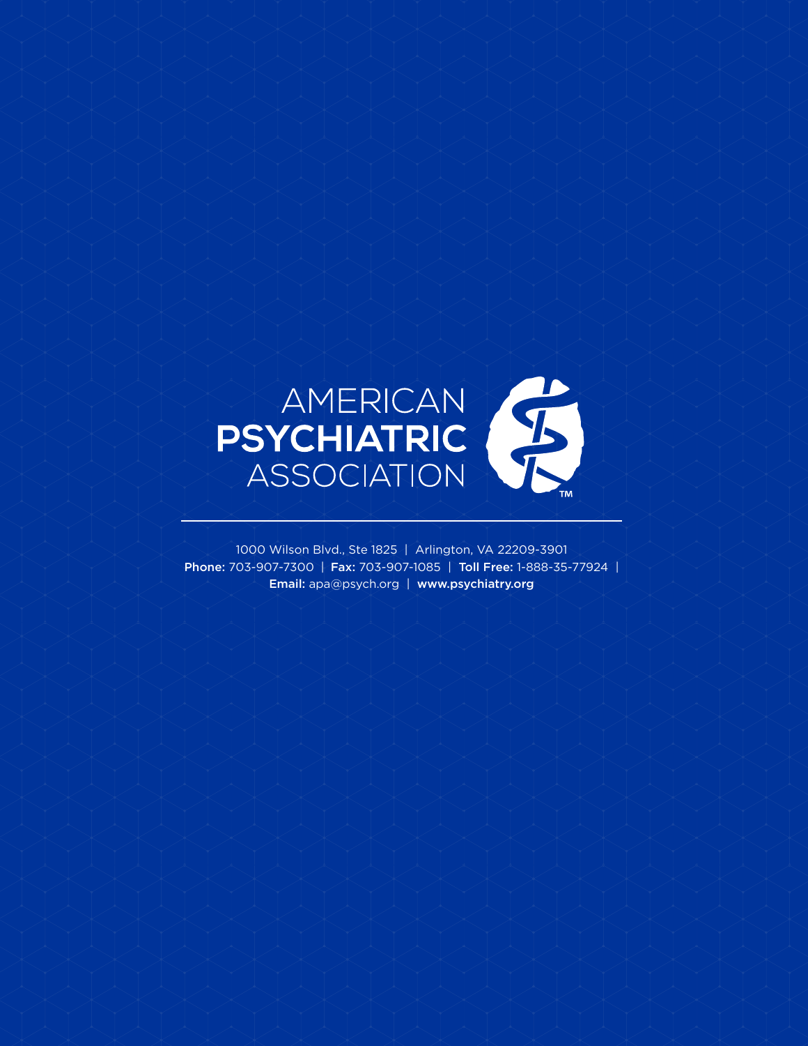AMERICAN
**PSYCHIATRIC**
ASSOCIATION

1000 Wilson Blvd., Ste 1825 | Arlington, VA 22209-3901
**Phone:** 703-907-7300 | **Fax:** 703-907-1085 | **Toll Free:** 1-888-35-77924 |
**Email:** apa@psych.org | **www.psychiatry.org**